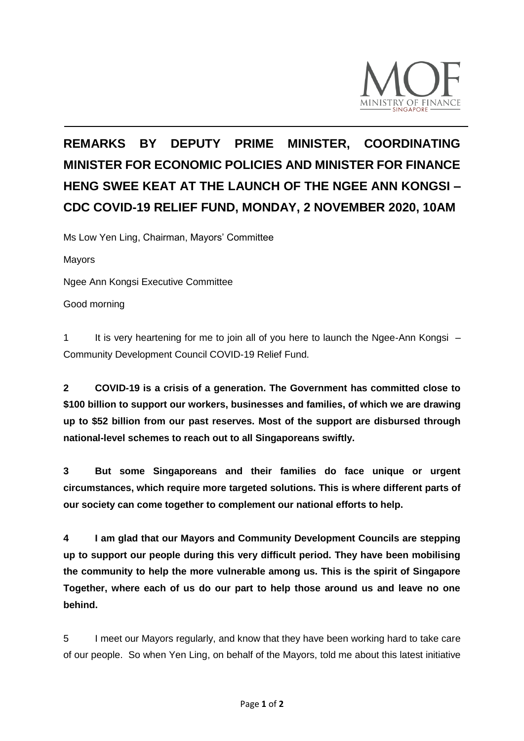# REMARKS BY DEPUTY PRIME MINISTER, COORDINATING MINISTER FOR ECONOMIC POLICIES AND MINISTER FOR FINANCE HENG SWEE KEAT AT THE LAUNCH OF THE NGEE ANN KONGSI – CDC COVID-19 RELIEF FUND, MONDAY, 2 NOVEMBER 2020, 10AM

Ms Low Yen Ling, Chairman, Mayors' Committee

Mayors

Ngee Ann Kongsi Executive Committee

Good morning

1 It is very heartening for me to join all of you here to launch the Ngee-Ann Kongsi – Community Development Council COVID-19 Relief Fund.

**2 COVID-19 is a crisis of a generation. The Government has committed close to $100 billion to support our workers, businesses and families, of which we are drawing up to $52 billion from our past reserves. Most of the support are disbursed through national-level schemes to reach out to all Singaporeans swiftly.**

**3 But some Singaporeans and their families do face unique or urgent circumstances, which require more targeted solutions. This is where different parts of our society can come together to complement our national efforts to help.**

**4 I am glad that our Mayors and Community Development Councils are stepping up to support our people during this very difficult period. They have been mobilising the community to help the more vulnerable among us. This is the spirit of Singapore Together, where each of us do our part to help those around us and leave no one behind.**

5 I meet our Mayors regularly, and know that they have been working hard to take care of our people. So when Yen Ling, on behalf of the Mayors, told me about this latest initiative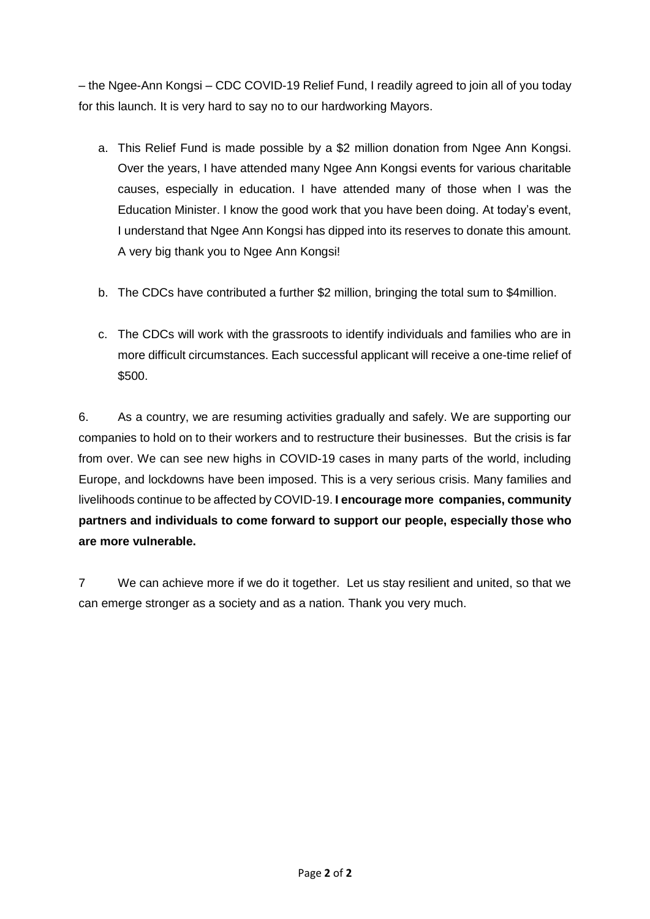– the Ngee-Ann Kongsi – CDC COVID-19 Relief Fund, I readily agreed to join all of you today for this launch. It is very hard to say no to our hardworking Mayors.

a. This Relief Fund is made possible by a $2 million donation from Ngee Ann Kongsi. Over the years, I have attended many Ngee Ann Kongsi events for various charitable causes, especially in education. I have attended many of those when I was the Education Minister. I know the good work that you have been doing. At today's event, I understand that Ngee Ann Kongsi has dipped into its reserves to donate this amount. A very big thank you to Ngee Ann Kongsi!

b. The CDCs have contributed a further $2 million, bringing the total sum to $4million.

c. The CDCs will work with the grassroots to identify individuals and families who are in more difficult circumstances. Each successful applicant will receive a one-time relief of $500.

6. As a country, we are resuming activities gradually and safely. We are supporting our companies to hold on to their workers and to restructure their businesses. But the crisis is far from over. We can see new highs in COVID-19 cases in many parts of the world, including Europe, and lockdowns have been imposed. This is a very serious crisis. Many families and livelihoods continue to be affected by COVID-19. **I encourage more companies, community partners and individuals to come forward to support our people, especially those who are more vulnerable.**

7 We can achieve more if we do it together. Let us stay resilient and united, so that we can emerge stronger as a society and as a nation. Thank you very much.